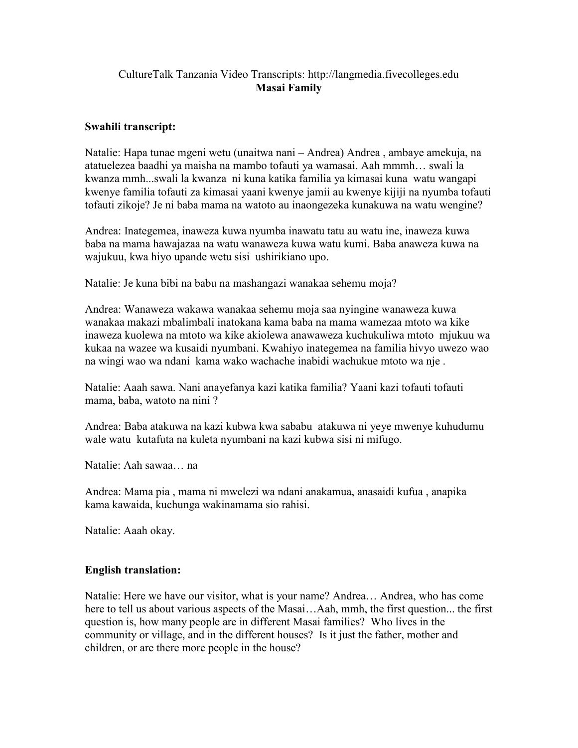CultureTalk Tanzania Video Transcripts: http://langmedia.fivecolleges.edu

**Masai Family**

**Swahili transcript:**

Natalie: Hapa tunae mgeni wetu (unaitwa nani – Andrea) Andrea , ambaye amekuja, na atatuelezea baadhi ya maisha na mambo tofauti ya wamasai. Aah mmmh… swali la kwanza mmh...swali la kwanza ni kuna katika familia ya kimasai kuna watu wangapi kwenye familia tofauti za kimasai yaani kwenye jamii au kwenye kijiji na nyumba tofauti tofauti zikoje? Je ni baba mama na watoto au inaongezeka kunakuwa na watu wengine?

Andrea: Inategemea, inaweza kuwa nyumba inawatu tatu au watu ine, inaweza kuwa baba na mama hawajazaa na watu wanaweza kuwa watu kumi. Baba anaweza kuwa na wajukuu, kwa hiyo upande wetu sisi ushirikiano upo.

Natalie: Je kuna bibi na babu na mashangazi wanakaa sehemu moja?

Andrea: Wanaweza wakawa wanakaa sehemu moja saa nyingine wanaweza kuwa wanakaa makazi mbalimbali inatokana kama baba na mama wamezaa mtoto wa kike inaweza kuolewa na mtoto wa kike akiolewa anawaweza kuchukuliwa mtoto mjukuu wa kukaa na wazee wa kusaidi nyumbani. Kwahiyo inategemea na familia hivyo uwezo wao na wingi wao wa ndani kama wako wachache inabidi wachukue mtoto wa nje .

Natalie: Aaah sawa. Nani anayefanya kazi katika familia? Yaani kazi tofauti tofauti mama, baba, watoto na nini ?

Andrea: Baba atakuwa na kazi kubwa kwa sababu atakuwa ni yeye mwenye kuhudumu wale watu kutafuta na kuleta nyumbani na kazi kubwa sisi ni mifugo.

Natalie: Aah sawaa… na

Andrea: Mama pia , mama ni mwelezi wa ndani anakamua, anasaidi kufua , anapika kama kawaida, kuchunga wakinamama sio rahisi.

Natalie: Aaah okay.

**English translation:**

Natalie: Here we have our visitor, what is your name? Andrea… Andrea, who has come here to tell us about various aspects of the Masai…Aah, mmh, the first question... the first question is, how many people are in different Masai families? Who lives in the community or village, and in the different houses? Is it just the father, mother and children, or are there more people in the house?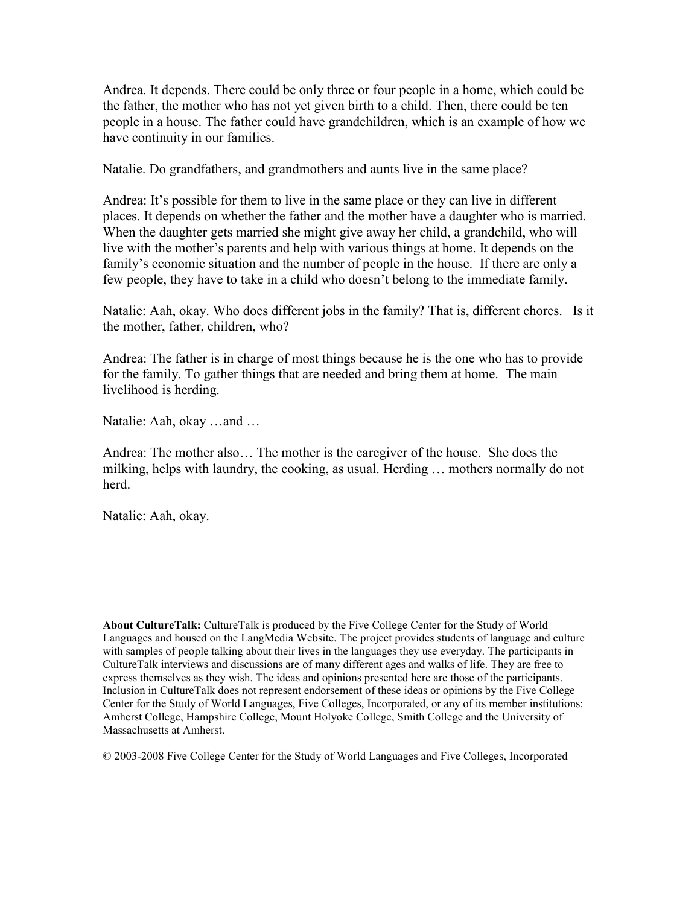Andrea. It depends. There could be only three or four people in a home, which could be the father, the mother who has not yet given birth to a child. Then, there could be ten people in a house. The father could have grandchildren, which is an example of how we have continuity in our families.

Natalie. Do grandfathers, and grandmothers and aunts live in the same place?

Andrea: It's possible for them to live in the same place or they can live in different places. It depends on whether the father and the mother have a daughter who is married. When the daughter gets married she might give away her child, a grandchild, who will live with the mother's parents and help with various things at home. It depends on the family's economic situation and the number of people in the house. If there are only a few people, they have to take in a child who doesn't belong to the immediate family.

Natalie: Aah, okay. Who does different jobs in the family? That is, different chores. Is it the mother, father, children, who?

Andrea: The father is in charge of most things because he is the one who has to provide for the family. To gather things that are needed and bring them at home. The main livelihood is herding.

Natalie: Aah, okay …and …

Andrea: The mother also… The mother is the caregiver of the house. She does the milking, helps with laundry, the cooking, as usual. Herding … mothers normally do not herd.

Natalie: Aah, okay.

**About CultureTalk:** CultureTalk is produced by the Five College Center for the Study of World Languages and housed on the LangMedia Website. The project provides students of language and culture with samples of people talking about their lives in the languages they use everyday. The participants in CultureTalk interviews and discussions are of many different ages and walks of life. They are free to express themselves as they wish. The ideas and opinions presented here are those of the participants. Inclusion in CultureTalk does not represent endorsement of these ideas or opinions by the Five College Center for the Study of World Languages, Five Colleges, Incorporated, or any of its member institutions: Amherst College, Hampshire College, Mount Holyoke College, Smith College and the University of Massachusetts at Amherst.

© 2003-2008 Five College Center for the Study of World Languages and Five Colleges, Incorporated